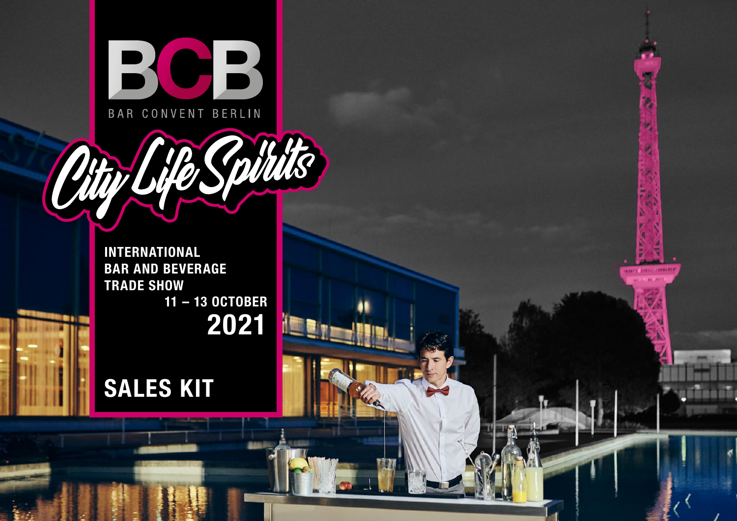# BCB

BAR CONVENT BERLIN

*City Life Spirits*

**INTERNATIONAL BAR AND BEVERAGE TRADE SHOW**

**11 – 13 OCTOBER 2021**

## SALES KIT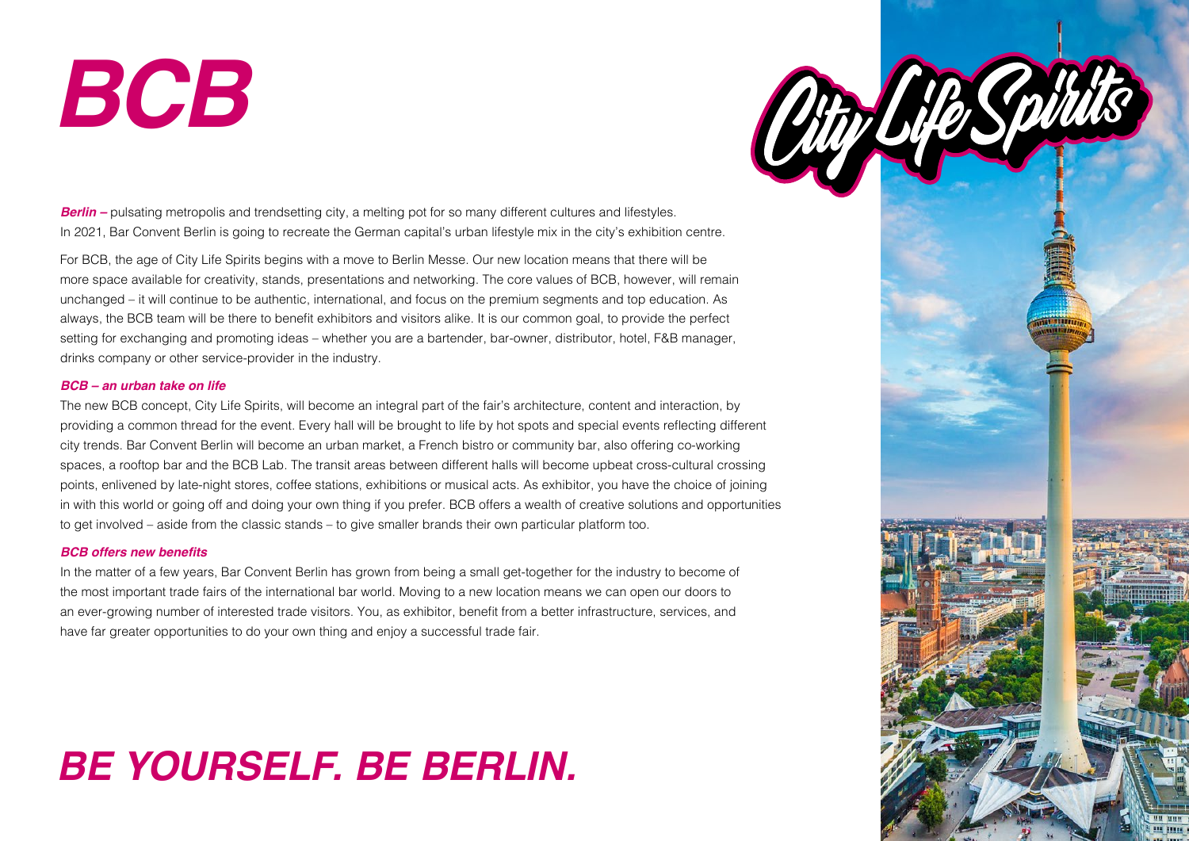# BCB

**City Life Spirits**

***Berlin –*** pulsating metropolis and trendsetting city, a melting pot for so many different cultures and lifestyles. In 2021, Bar Convent Berlin is going to recreate the German capital's urban lifestyle mix in the city's exhibition centre.

For BCB, the age of City Life Spirits begins with a move to Berlin Messe. Our new location means that there will be more space available for creativity, stands, presentations and networking. The core values of BCB, however, will remain unchanged – it will continue to be authentic, international, and focus on the premium segments and top education. As always, the BCB team will be there to benefit exhibitors and visitors alike. It is our common goal, to provide the perfect setting for exchanging and promoting ideas – whether you are a bartender, bar-owner, distributor, hotel, F&B manager, drinks company or other service-provider in the industry.

***BCB – an urban take on life***

The new BCB concept, City Life Spirits, will become an integral part of the fair's architecture, content and interaction, by providing a common thread for the event. Every hall will be brought to life by hot spots and special events reflecting different city trends. Bar Convent Berlin will become an urban market, a French bistro or community bar, also offering co-working spaces, a rooftop bar and the BCB Lab. The transit areas between different halls will become upbeat cross-cultural crossing points, enlivened by late-night stores, coffee stations, exhibitions or musical acts. As exhibitor, you have the choice of joining in with this world or going off and doing your own thing if you prefer. BCB offers a wealth of creative solutions and opportunities to get involved – aside from the classic stands – to give smaller brands their own particular platform too.

***BCB offers new benefits***

In the matter of a few years, Bar Convent Berlin has grown from being a small get-together for the industry to become of the most important trade fairs of the international bar world. Moving to a new location means we can open our doors to an ever-growing number of interested trade visitors. You, as exhibitor, benefit from a better infrastructure, services, and have far greater opportunities to do your own thing and enjoy a successful trade fair.

## *BE YOURSELF. BE BERLIN.*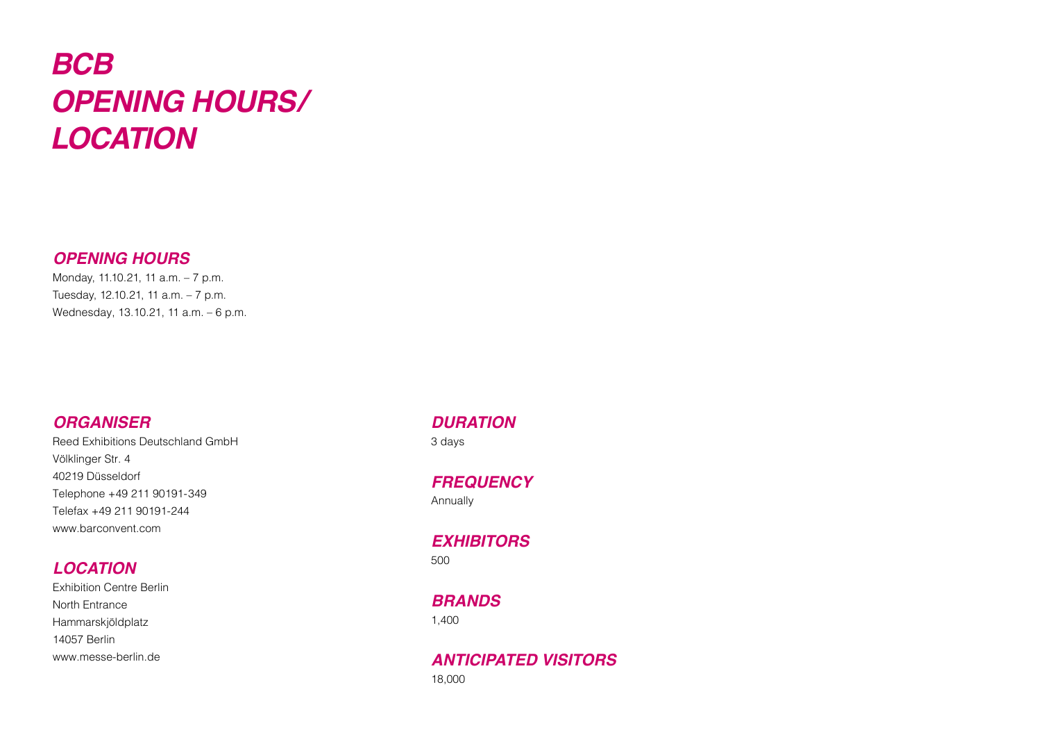# *BCB OPENING HOURS/ LOCATION*

## *OPENING HOURS*

Monday, 11.10.21, 11 a.m. – 7 p.m.
Tuesday, 12.10.21, 11 a.m. – 7 p.m.
Wednesday, 13.10.21, 11 a.m. – 6 p.m.

## *ORGANISER*

Reed Exhibitions Deutschland GmbH
Völklinger Str. 4
40219 Düsseldorf
Telephone +49 211 90191-349
Telefax +49 211 90191-244
www.barconvent.com

## *LOCATION*

Exhibition Centre Berlin
North Entrance
Hammarskjöldplatz
14057 Berlin
www.messe-berlin.de

## *DURATION*

3 days

## *FREQUENCY*

Annually

## *EXHIBITORS*

500

## *BRANDS*

1,400

## *ANTICIPATED VISITORS*

18,000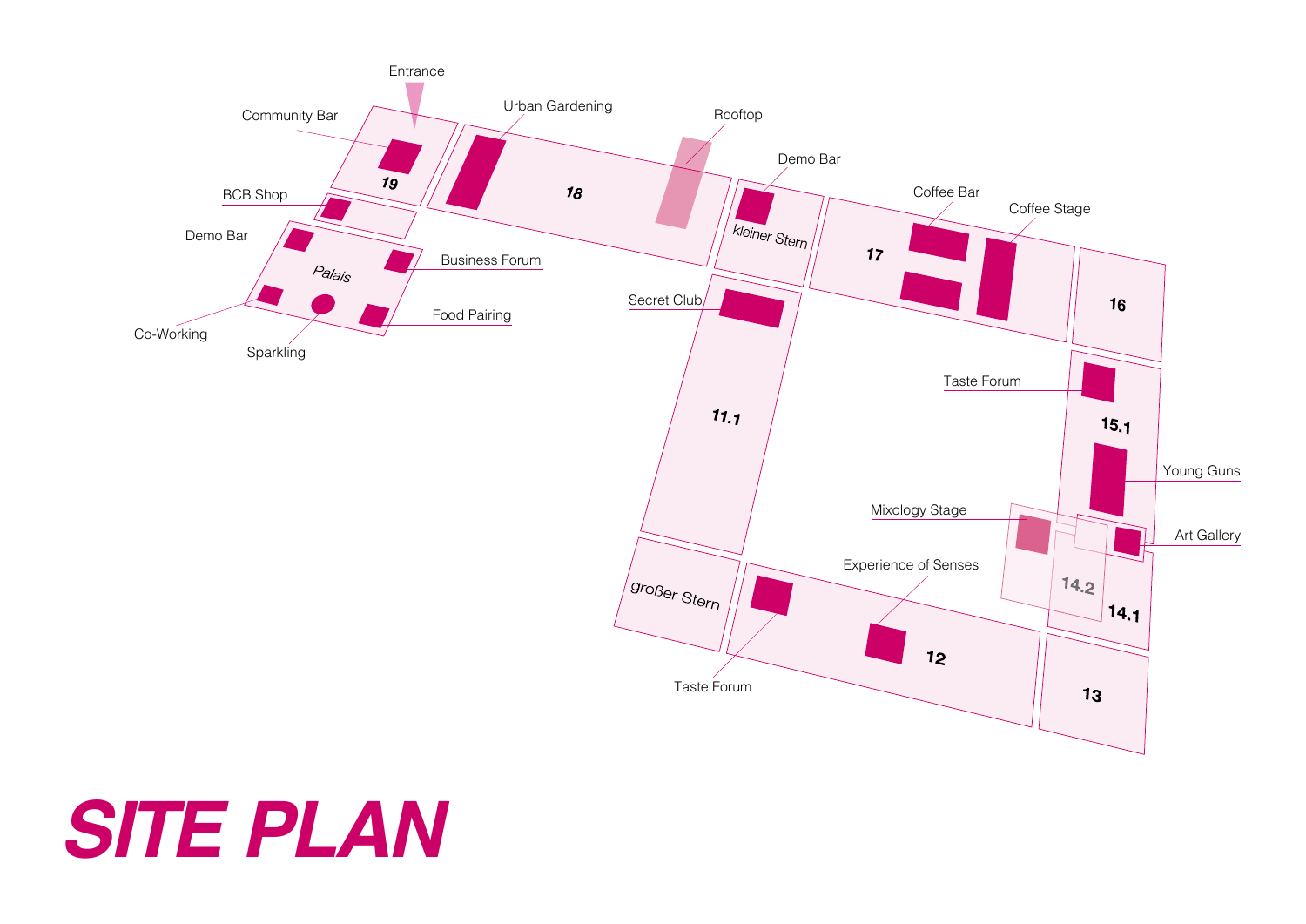# SITE PLAN

Entrance

Community Bar

Urban Gardening

Rooftop

Demo Bar

Coffee Bar

Coffee Stage

19

18

kleiner Stern

17

16

BCB Shop

Demo Bar

Palais

Business Forum

Food Pairing

Co-Working

Sparkling

Secret Club

11.1

Taste Forum

15.1

Young Guns

Mixology Stage

Art Gallery

Experience of Senses

großer Stern

14.2

14.1

12

13

Taste Forum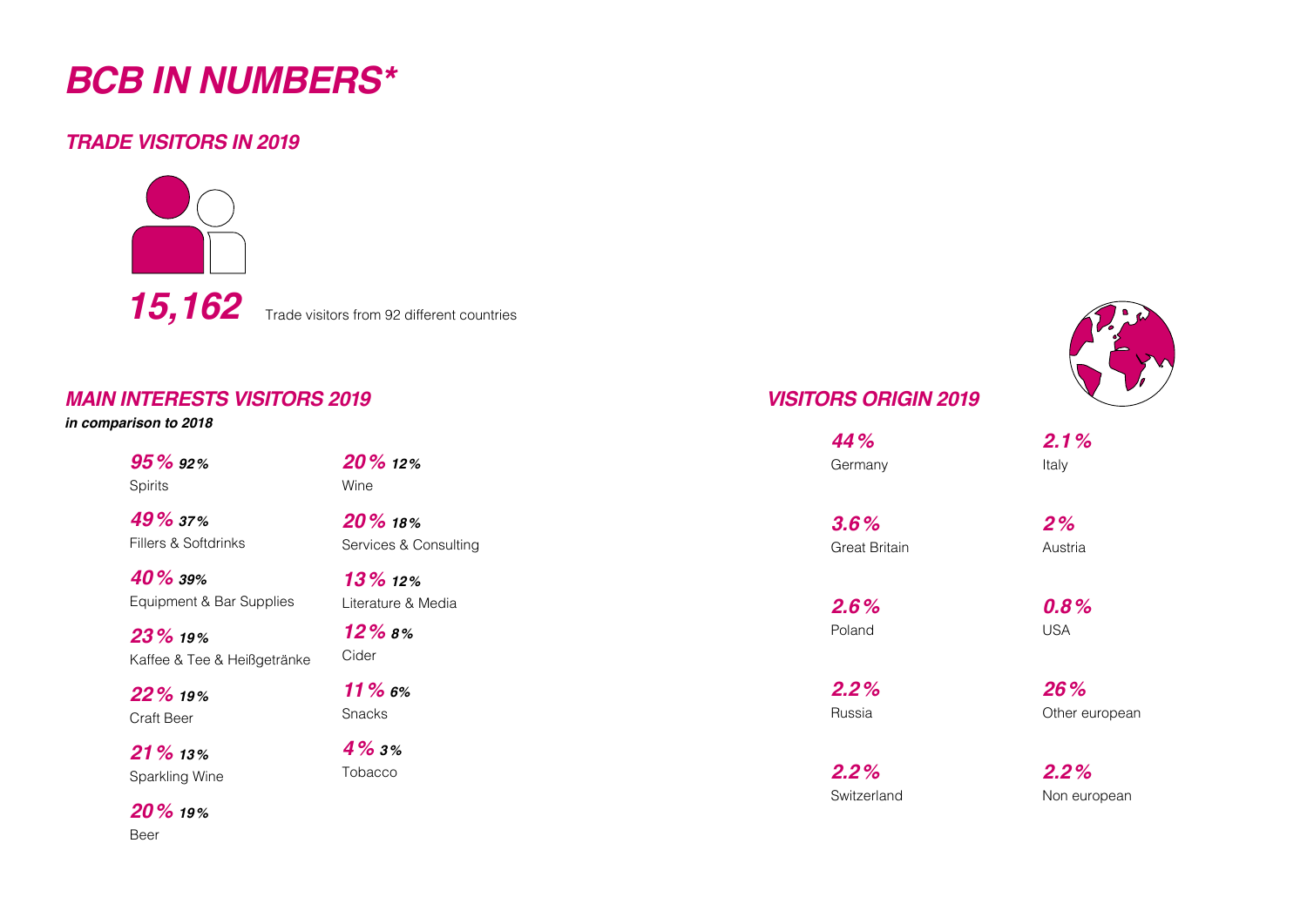# BCB IN NUMBERS*

## TRADE VISITORS IN 2019

**15,162** Trade visitors from 92 different countries

## MAIN INTERESTS VISITORS 2019

***in comparison to 2018***

| 2019 | 2018 | Interest |
|---|---|---|
| 95% | 92% | Spirits |
| 49% | 37% | Fillers & Softdrinks |
| 40% | 39% | Equipment & Bar Supplies |
| 23% | 19% | Kaffee & Tee & Heißgetränke |
| 22% | 19% | Craft Beer |
| 21% | 13% | Sparkling Wine |
| 20% | 19% | Beer |
| 20% | 12% | Wine |
| 20% | 18% | Services & Consulting |
| 13% | 12% | Literature & Media |
| 12% | 8% | Cider |
| 11% | 6% | Snacks |
| 4% | 3% | Tobacco |

## VISITORS ORIGIN 2019

| Share | Country |
|---|---|
| 44% | Germany |
| 3.6% | Great Britain |
| 2.6% | Poland |
| 2.2% | Russia |
| 2.2% | Switzerland |
| 2.1% | Italy |
| 2% | Austria |
| 0.8% | USA |
| 26% | Other european |
| 2.2% | Non european |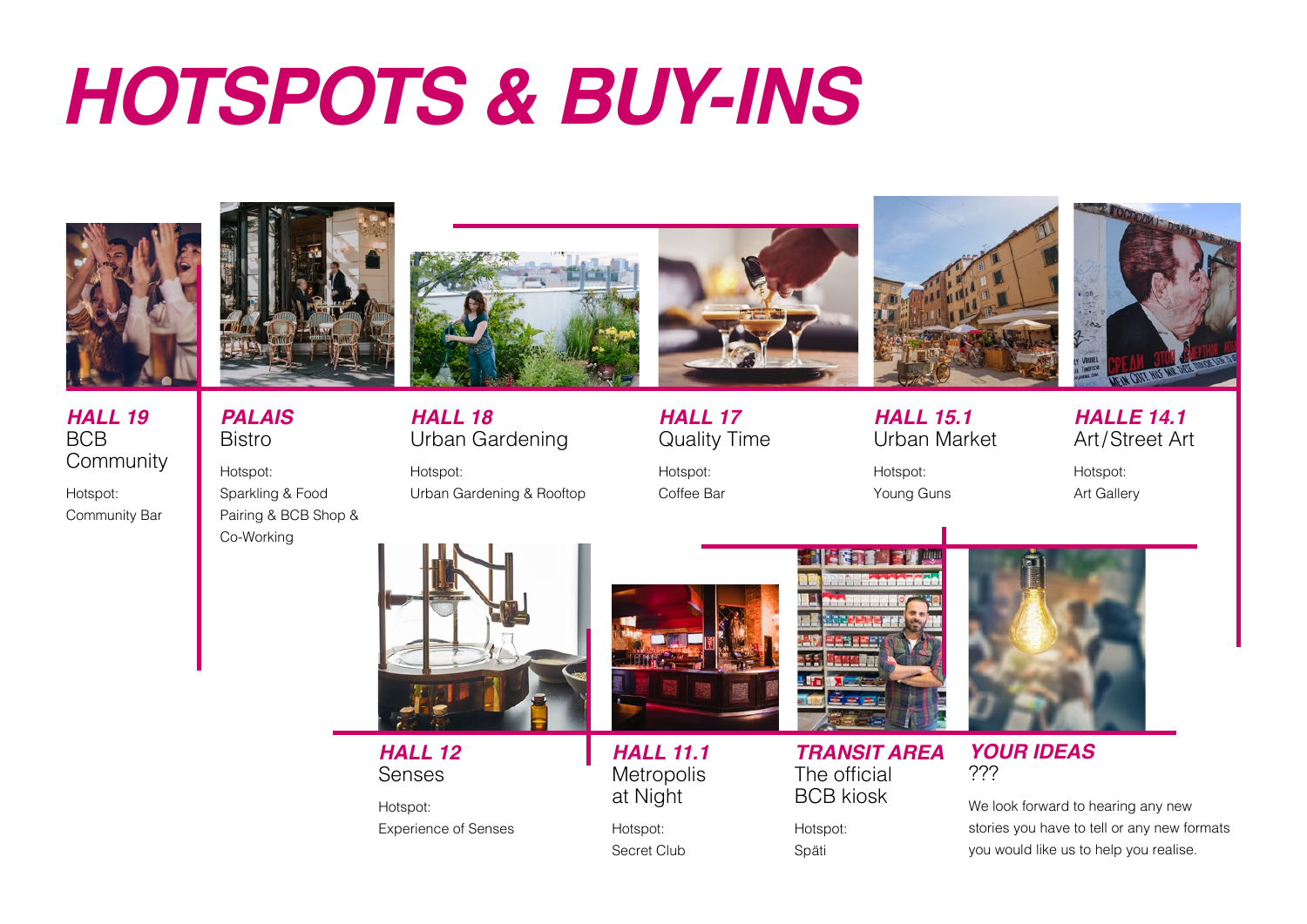# HOTSPOTS & BUY-INS

### HALL 19
BCB Community

Hotspot:
Community Bar

### PALAIS
Bistro

Hotspot:
Sparkling & Food Pairing & BCB Shop & Co-Working

### HALL 18
Urban Gardening

Hotspot:
Urban Gardening & Rooftop

### HALL 17
Quality Time

Hotspot:
Coffee Bar

### HALL 15.1
Urban Market

Hotspot:
Young Guns

### HALLE 14.1
Art/Street Art

Hotspot:
Art Gallery

### HALL 12
Senses

Hotspot:
Experience of Senses

### HALL 11.1
Metropolis at Night

Hotspot:
Secret Club

### TRANSIT AREA
The official BCB kiosk

Hotspot:
Späti

### YOUR IDEAS
???

We look forward to hearing any new stories you have to tell or any new formats you would like us to help you realise.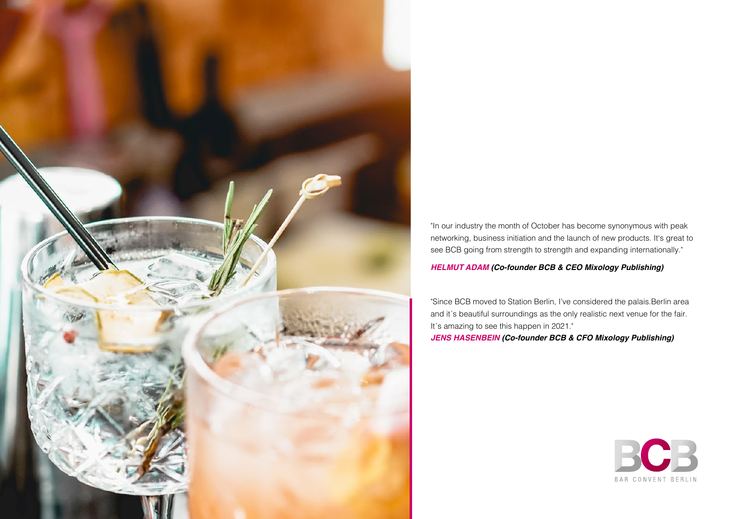"In our industry the month of October has become synonymous with peak networking, business initiation and the launch of new products. It's great to see BCB going from strength to strength and expanding internationally."

***HELMUT ADAM (Co-founder BCB & CEO Mixology Publishing)***

"Since BCB moved to Station Berlin, I've considered the palais.Berlin area and it´s beautiful surroundings as the only realistic next venue for the fair. It´s amazing to see this happen in 2021."

***JENS HASENBEIN (Co-founder BCB & CFO Mixology Publishing)***

BCB
BAR CONVENT BERLIN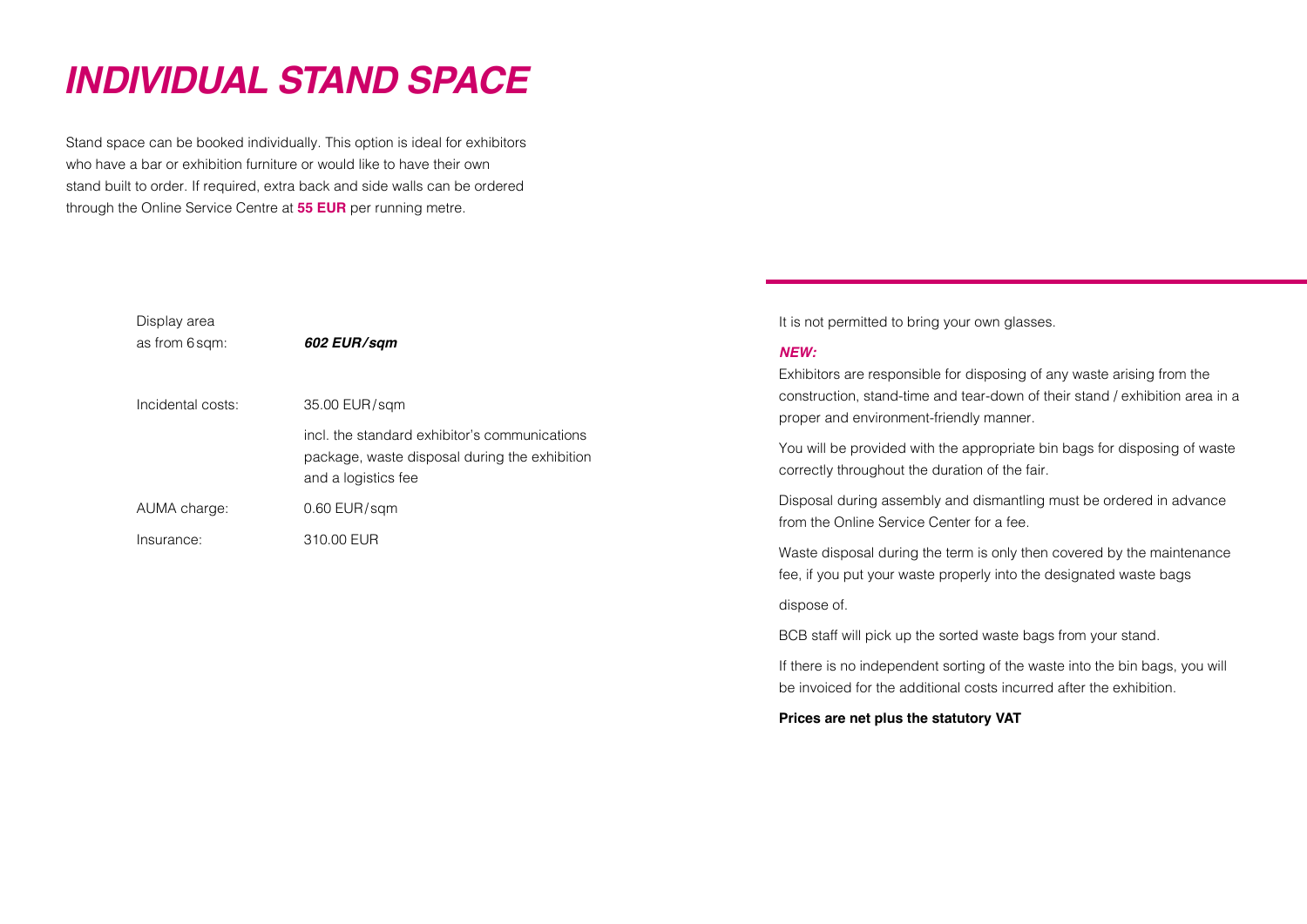# INDIVIDUAL STAND SPACE

Stand space can be booked individually. This option is ideal for exhibitors who have a bar or exhibition furniture or would like to have their own stand built to order. If required, extra back and side walls can be ordered through the Online Service Centre at **55 EUR** per running metre.

| | |
|---|---|
| Display area as from 6 sqm: | ***602 EUR/sqm*** |
| Incidental costs: | 35.00 EUR/sqm<br>incl. the standard exhibitor's communications package, waste disposal during the exhibition and a logistics fee |
| AUMA charge: | 0.60 EUR/sqm |
| Insurance: | 310.00 EUR |

It is not permitted to bring your own glasses.

***NEW:***

Exhibitors are responsible for disposing of any waste arising from the construction, stand-time and tear-down of their stand / exhibition area in a proper and environment-friendly manner.

You will be provided with the appropriate bin bags for disposing of waste correctly throughout the duration of the fair.

Disposal during assembly and dismantling must be ordered in advance from the Online Service Center for a fee.

Waste disposal during the term is only then covered by the maintenance fee, if you put your waste properly into the designated waste bags

dispose of.

BCB staff will pick up the sorted waste bags from your stand.

If there is no independent sorting of the waste into the bin bags, you will be invoiced for the additional costs incurred after the exhibition.

**Prices are net plus the statutory VAT**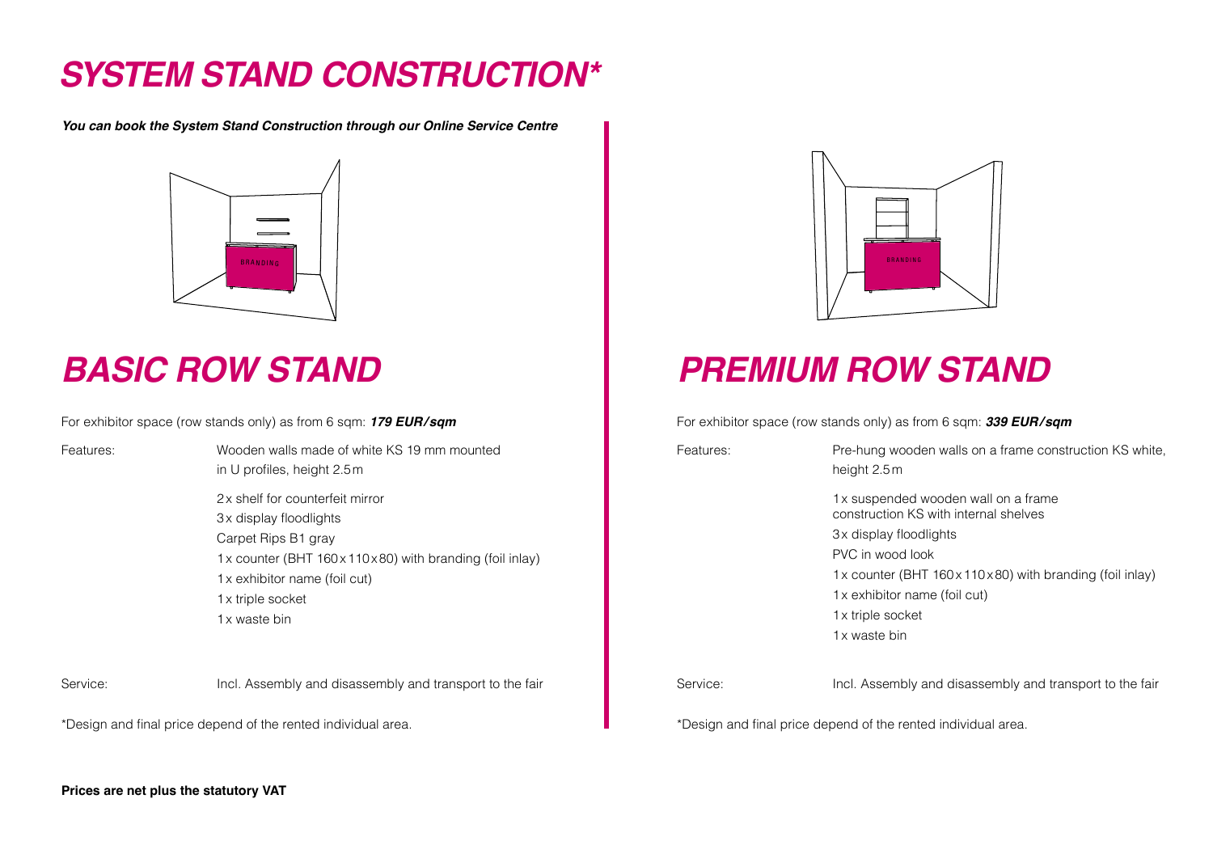# *SYSTEM STAND CONSTRUCTION**

***You can book the System Stand Construction through our Online Service Centre***

## *BASIC ROW STAND*

For exhibitor space (row stands only) as from 6 sqm: ***179 EUR/sqm***

Features:

Wooden walls made of white KS 19 mm mounted in U profiles, height 2.5 m

- 2x shelf for counterfeit mirror
- 3x display floodlights
- Carpet Rips B1 gray
- 1x counter (BHT 160x110x80) with branding (foil inlay)
- 1x exhibitor name (foil cut)
- 1x triple socket
- 1x waste bin

Service: Incl. Assembly and disassembly and transport to the fair

*Design and final price depend of the rented individual area.

## *PREMIUM ROW STAND*

For exhibitor space (row stands only) as from 6 sqm: ***339 EUR/sqm***

Features:

Pre-hung wooden walls on a frame construction KS white, height 2.5 m

- 1x suspended wooden wall on a frame construction KS with internal shelves
- 3x display floodlights
- PVC in wood look
- 1x counter (BHT 160x110x80) with branding (foil inlay)
- 1x exhibitor name (foil cut)
- 1x triple socket
- 1x waste bin

Service: Incl. Assembly and disassembly and transport to the fair

*Design and final price depend of the rented individual area.

**Prices are net plus the statutory VAT**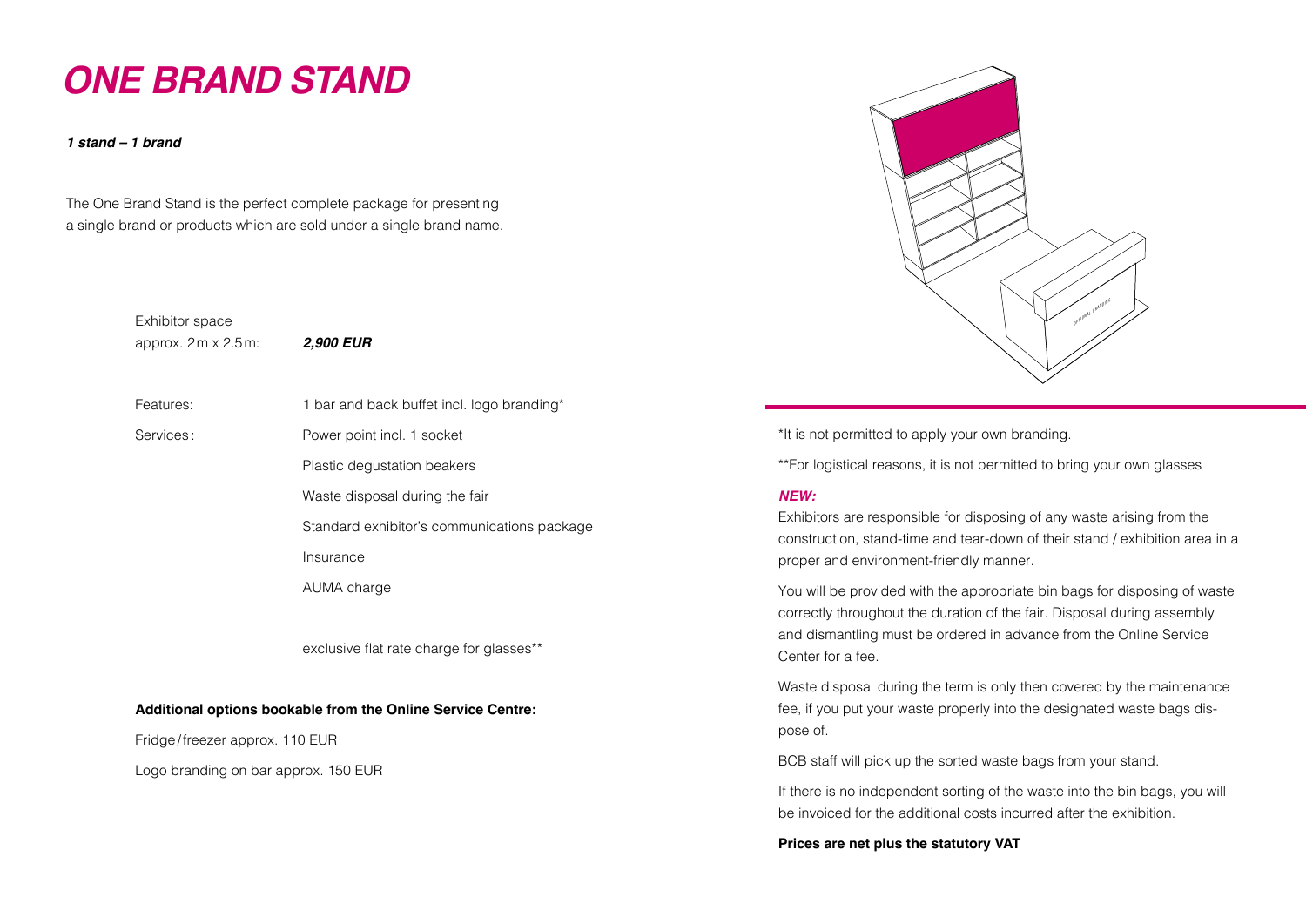# *ONE BRAND STAND*

***1 stand – 1 brand***

The One Brand Stand is the perfect complete package for presenting a single brand or products which are sold under a single brand name.

| | |
|---|---|
| Exhibitor space approx. 2 m x 2.5 m: | ***2,900 EUR*** |
| Features: | 1 bar and back buffet incl. logo branding* |
| Services: | Power point incl. 1 socket |
| | Plastic degustation beakers |
| | Waste disposal during the fair |
| | Standard exhibitor's communications package |
| | Insurance |
| | AUMA charge |
| | exclusive flat rate charge for glasses** |

**Additional options bookable from the Online Service Centre:**

Fridge/freezer approx. 110 EUR

Logo branding on bar approx. 150 EUR

*It is not permitted to apply your own branding.

**For logistical reasons, it is not permitted to bring your own glasses

***NEW:***

Exhibitors are responsible for disposing of any waste arising from the construction, stand-time and tear-down of their stand / exhibition area in a proper and environment-friendly manner.

You will be provided with the appropriate bin bags for disposing of waste correctly throughout the duration of the fair. Disposal during assembly and dismantling must be ordered in advance from the Online Service Center for a fee.

Waste disposal during the term is only then covered by the maintenance fee, if you put your waste properly into the designated waste bags dispose of.

BCB staff will pick up the sorted waste bags from your stand.

If there is no independent sorting of the waste into the bin bags, you will be invoiced for the additional costs incurred after the exhibition.

**Prices are net plus the statutory VAT**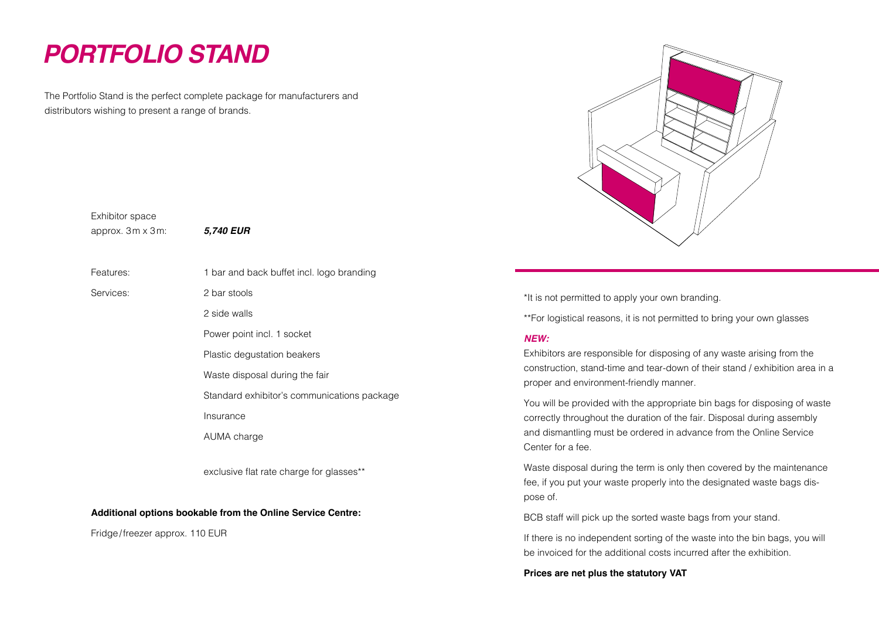# *PORTFOLIO STAND*

The Portfolio Stand is the perfect complete package for manufacturers and distributors wishing to present a range of brands.

| | |
|---|---|
| Exhibitor space approx. 3 m x 3 m: | ***5,740 EUR*** |
| Features: | 1 bar and back buffet incl. logo branding |
| Services: | 2 bar stools |
| | 2 side walls |
| | Power point incl. 1 socket |
| | Plastic degustation beakers |
| | Waste disposal during the fair |
| | Standard exhibitor's communications package |
| | Insurance |
| | AUMA charge |
| | exclusive flat rate charge for glasses** |

**Additional options bookable from the Online Service Centre:**

Fridge / freezer approx. 110 EUR

*It is not permitted to apply your own branding.

**For logistical reasons, it is not permitted to bring your own glasses

***NEW:***

Exhibitors are responsible for disposing of any waste arising from the construction, stand-time and tear-down of their stand / exhibition area in a proper and environment-friendly manner.

You will be provided with the appropriate bin bags for disposing of waste correctly throughout the duration of the fair. Disposal during assembly and dismantling must be ordered in advance from the Online Service Center for a fee.

Waste disposal during the term is only then covered by the maintenance fee, if you put your waste properly into the designated waste bags dispose of.

BCB staff will pick up the sorted waste bags from your stand.

If there is no independent sorting of the waste into the bin bags, you will be invoiced for the additional costs incurred after the exhibition.

**Prices are net plus the statutory VAT**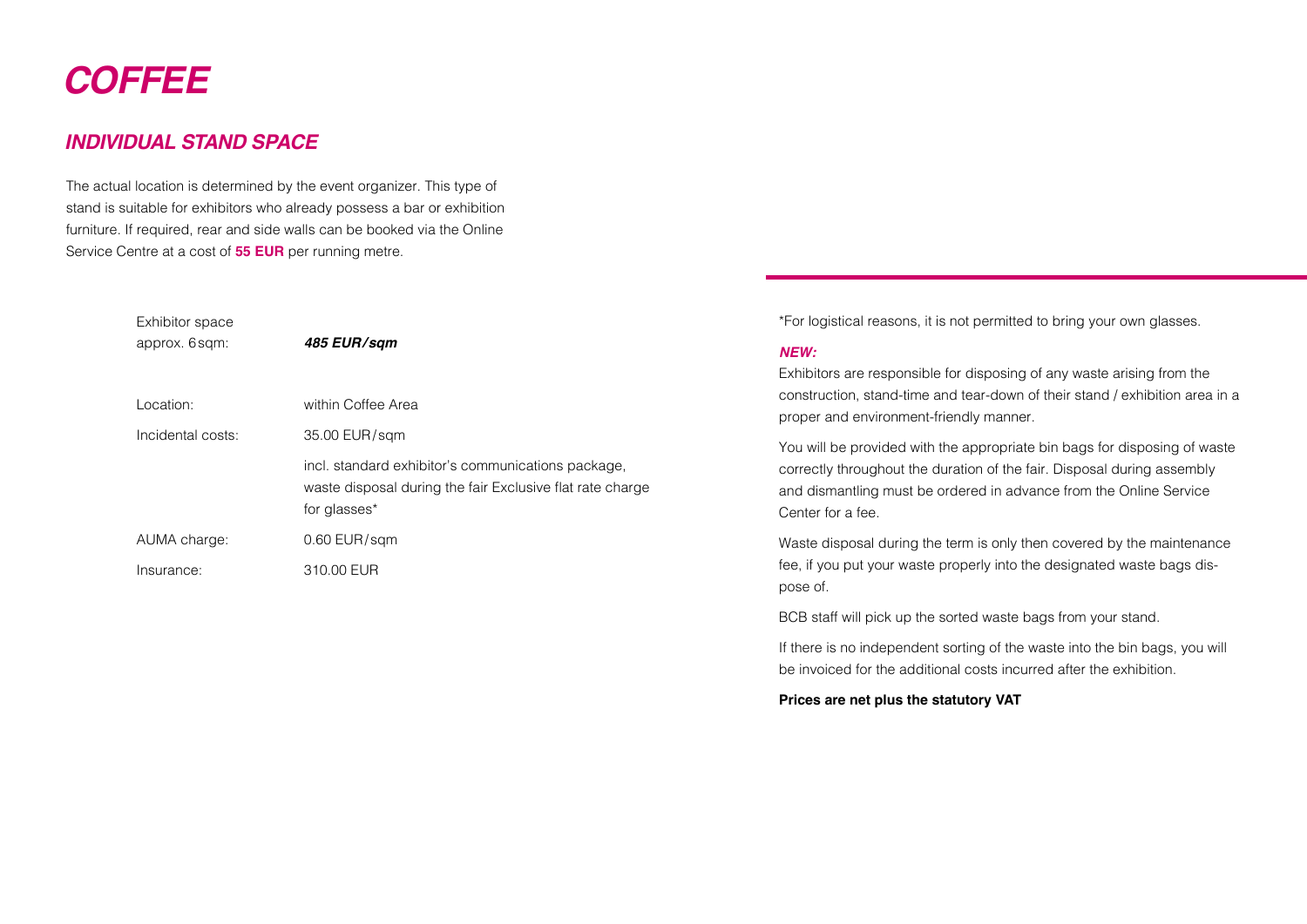# COFFEE

## INDIVIDUAL STAND SPACE

The actual location is determined by the event organizer. This type of stand is suitable for exhibitors who already possess a bar or exhibition furniture. If required, rear and side walls can be booked via the Online Service Centre at a cost of **55 EUR** per running metre.

| | |
|---|---|
| Exhibitor space approx. 6 sqm: | ***485 EUR/sqm*** |
| Location: | within Coffee Area |
| Incidental costs: | 35.00 EUR/sqm |
| | incl. standard exhibitor's communications package, waste disposal during the fair Exclusive flat rate charge for glasses* |
| AUMA charge: | 0.60 EUR/sqm |
| Insurance: | 310.00 EUR |

*For logistical reasons, it is not permitted to bring your own glasses.

***NEW:***

Exhibitors are responsible for disposing of any waste arising from the construction, stand-time and tear-down of their stand / exhibition area in a proper and environment-friendly manner.

You will be provided with the appropriate bin bags for disposing of waste correctly throughout the duration of the fair. Disposal during assembly and dismantling must be ordered in advance from the Online Service Center for a fee.

Waste disposal during the term is only then covered by the maintenance fee, if you put your waste properly into the designated waste bags dispose of.

BCB staff will pick up the sorted waste bags from your stand.

If there is no independent sorting of the waste into the bin bags, you will be invoiced for the additional costs incurred after the exhibition.

**Prices are net plus the statutory VAT**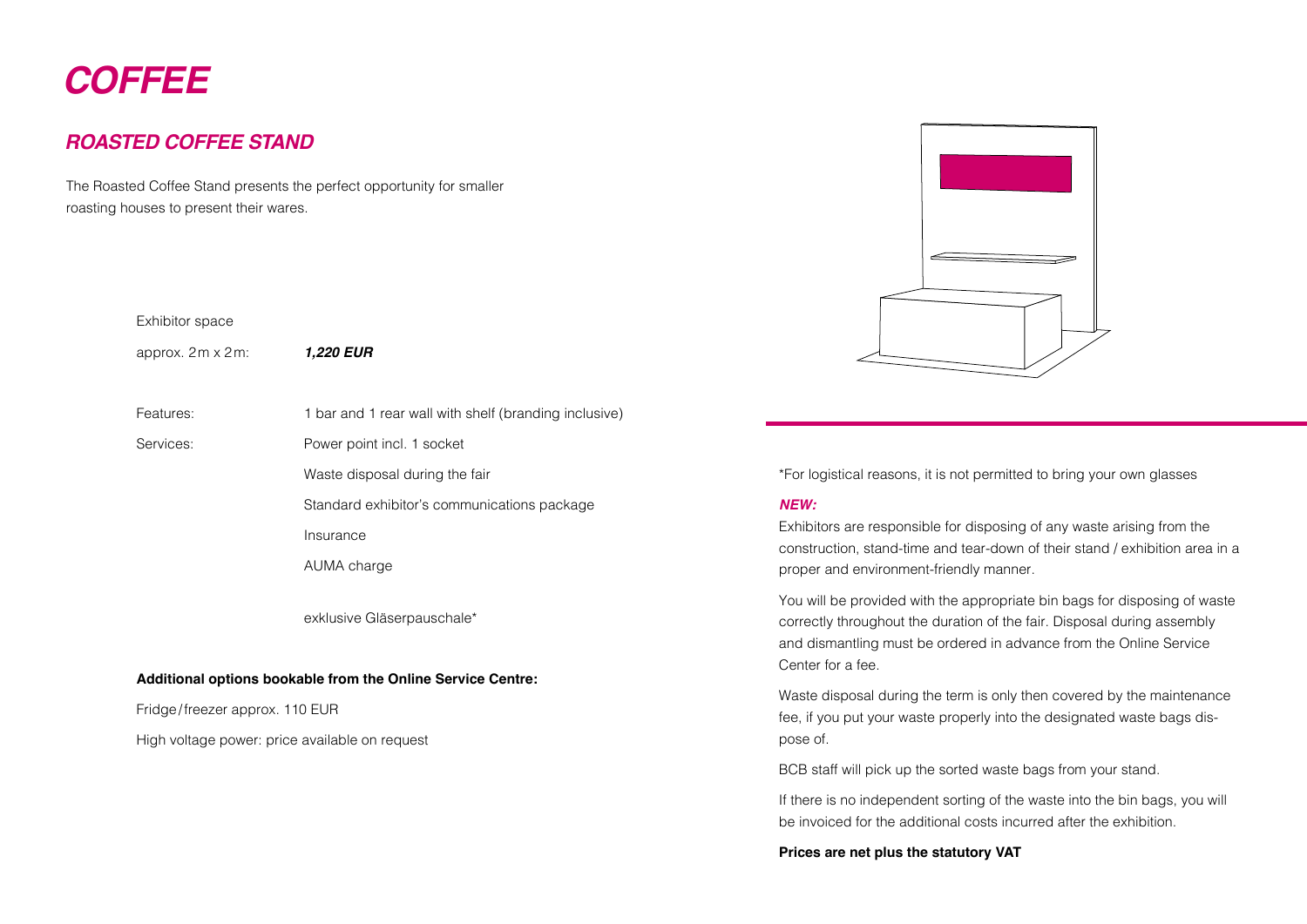# COFFEE

## ROASTED COFFEE STAND

The Roasted Coffee Stand presents the perfect opportunity for smaller roasting houses to present their wares.

| Exhibitor space | |
| --- | --- |
| approx. 2 m x 2 m: | ***1,220 EUR*** |
| Features: | 1 bar and 1 rear wall with shelf (branding inclusive) |
| Services: | Power point incl. 1 socket |
| | Waste disposal during the fair |
| | Standard exhibitor's communications package |
| | Insurance |
| | AUMA charge |
| | exklusive Gläserpauschale* |

**Additional options bookable from the Online Service Centre:**

Fridge/freezer approx. 110 EUR

High voltage power: price available on request

*For logistical reasons, it is not permitted to bring your own glasses

***NEW:***

Exhibitors are responsible for disposing of any waste arising from the construction, stand-time and tear-down of their stand / exhibition area in a proper and environment-friendly manner.

You will be provided with the appropriate bin bags for disposing of waste correctly throughout the duration of the fair. Disposal during assembly and dismantling must be ordered in advance from the Online Service Center for a fee.

Waste disposal during the term is only then covered by the maintenance fee, if you put your waste properly into the designated waste bags dispose of.

BCB staff will pick up the sorted waste bags from your stand.

If there is no independent sorting of the waste into the bin bags, you will be invoiced for the additional costs incurred after the exhibition.

**Prices are net plus the statutory VAT**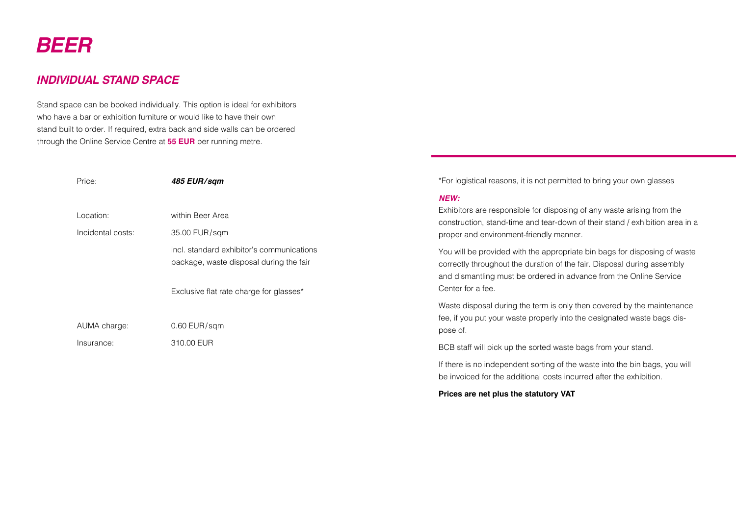# *BEER*

## *INDIVIDUAL STAND SPACE*

Stand space can be booked individually. This option is ideal for exhibitors who have a bar or exhibition furniture or would like to have their own stand built to order. If required, extra back and side walls can be ordered through the Online Service Centre at **55 EUR** per running metre.

| | |
|---|---|
| Price: | ***485 EUR/sqm*** |
| Location: | within Beer Area |
| Incidental costs: | 35.00 EUR/sqm |
| | incl. standard exhibitor's communications package, waste disposal during the fair |
| | Exclusive flat rate charge for glasses* |
| AUMA charge: | 0.60 EUR/sqm |
| Insurance: | 310.00 EUR |

*For logistical reasons, it is not permitted to bring your own glasses

***NEW:***

Exhibitors are responsible for disposing of any waste arising from the construction, stand-time and tear-down of their stand / exhibition area in a proper and environment-friendly manner.

You will be provided with the appropriate bin bags for disposing of waste correctly throughout the duration of the fair. Disposal during assembly and dismantling must be ordered in advance from the Online Service Center for a fee.

Waste disposal during the term is only then covered by the maintenance fee, if you put your waste properly into the designated waste bags dispose of.

BCB staff will pick up the sorted waste bags from your stand.

If there is no independent sorting of the waste into the bin bags, you will be invoiced for the additional costs incurred after the exhibition.

**Prices are net plus the statutory VAT**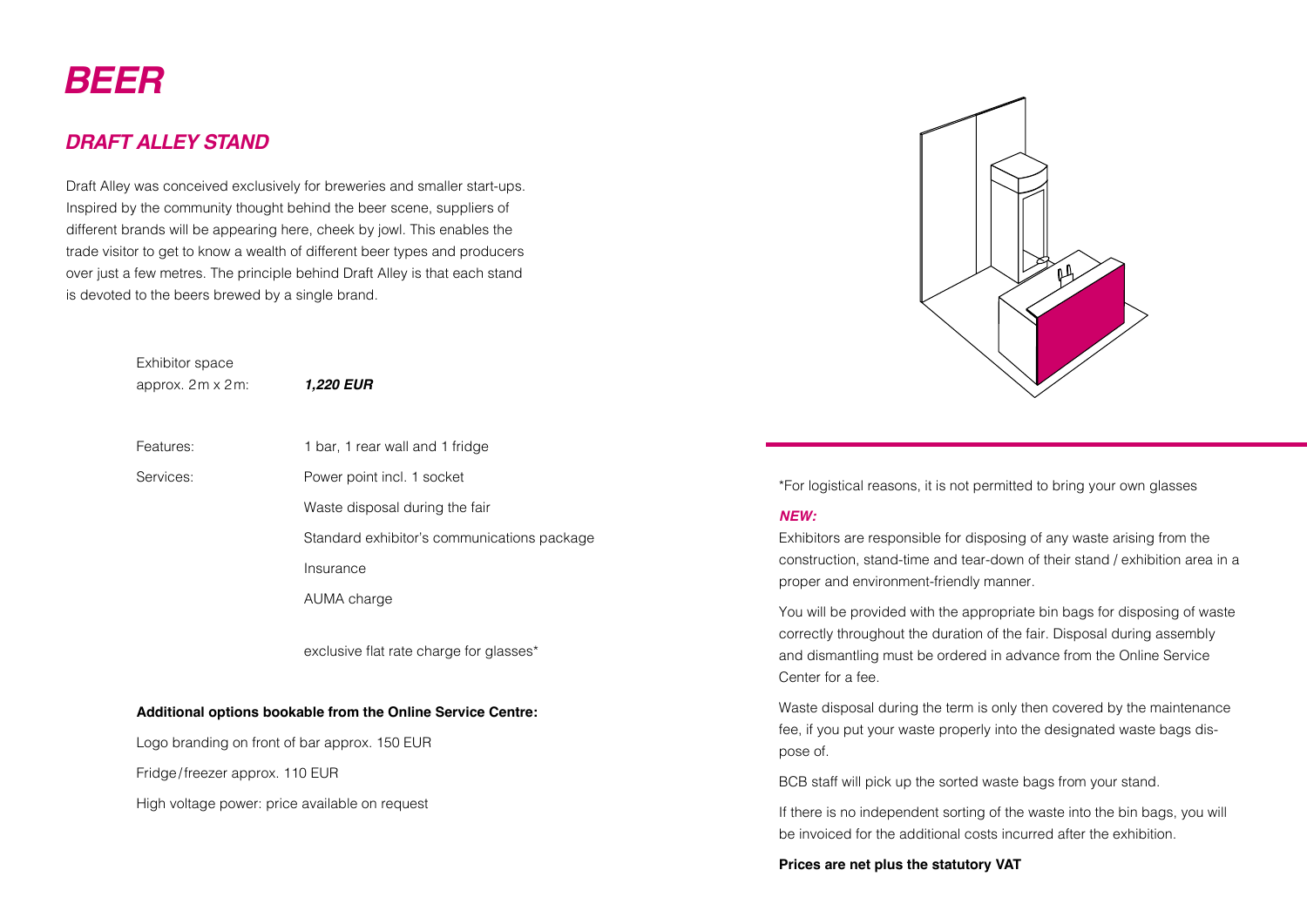# BEER

## DRAFT ALLEY STAND

Draft Alley was conceived exclusively for breweries and smaller start-ups. Inspired by the community thought behind the beer scene, suppliers of different brands will be appearing here, cheek by jowl. This enables the trade visitor to get to know a wealth of different beer types and producers over just a few metres. The principle behind Draft Alley is that each stand is devoted to the beers brewed by a single brand.

| | |
|---|---|
| Exhibitor space approx. 2m x 2m: | ***1,220 EUR*** |
| Features: | 1 bar, 1 rear wall and 1 fridge |
| Services: | Power point incl. 1 socket |
| | Waste disposal during the fair |
| | Standard exhibitor's communications package |
| | Insurance |
| | AUMA charge |
| | exclusive flat rate charge for glasses* |

**Additional options bookable from the Online Service Centre:**

Logo branding on front of bar approx. 150 EUR

Fridge/freezer approx. 110 EUR

High voltage power: price available on request

*For logistical reasons, it is not permitted to bring your own glasses

***NEW:***

Exhibitors are responsible for disposing of any waste arising from the construction, stand-time and tear-down of their stand / exhibition area in a proper and environment-friendly manner.

You will be provided with the appropriate bin bags for disposing of waste correctly throughout the duration of the fair. Disposal during assembly and dismantling must be ordered in advance from the Online Service Center for a fee.

Waste disposal during the term is only then covered by the maintenance fee, if you put your waste properly into the designated waste bags dispose of.

BCB staff will pick up the sorted waste bags from your stand.

If there is no independent sorting of the waste into the bin bags, you will be invoiced for the additional costs incurred after the exhibition.

**Prices are net plus the statutory VAT**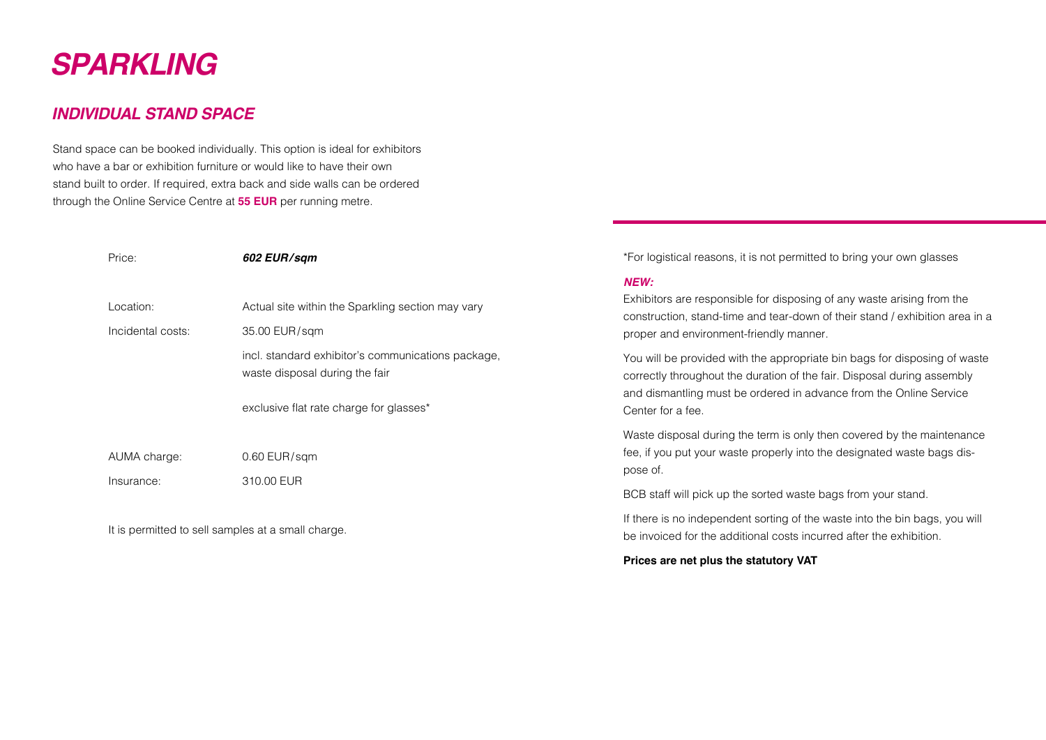# *SPARKLING*

## *INDIVIDUAL STAND SPACE*

Stand space can be booked individually. This option is ideal for exhibitors who have a bar or exhibition furniture or would like to have their own stand built to order. If required, extra back and side walls can be ordered through the Online Service Centre at **55 EUR** per running metre.

| | |
|---|---|
| Price: | ***602 EUR/sqm*** |
| Location: | Actual site within the Sparkling section may vary |
| Incidental costs: | 35.00 EUR/sqm |
| | incl. standard exhibitor's communications package, waste disposal during the fair |
| | exclusive flat rate charge for glasses* |
| AUMA charge: | 0.60 EUR/sqm |
| Insurance: | 310.00 EUR |

It is permitted to sell samples at a small charge.

*For logistical reasons, it is not permitted to bring your own glasses

***NEW:***

Exhibitors are responsible for disposing of any waste arising from the construction, stand-time and tear-down of their stand / exhibition area in a proper and environment-friendly manner.

You will be provided with the appropriate bin bags for disposing of waste correctly throughout the duration of the fair. Disposal during assembly and dismantling must be ordered in advance from the Online Service Center for a fee.

Waste disposal during the term is only then covered by the maintenance fee, if you put your waste properly into the designated waste bags dispose of.

BCB staff will pick up the sorted waste bags from your stand.

If there is no independent sorting of the waste into the bin bags, you will be invoiced for the additional costs incurred after the exhibition.

**Prices are net plus the statutory VAT**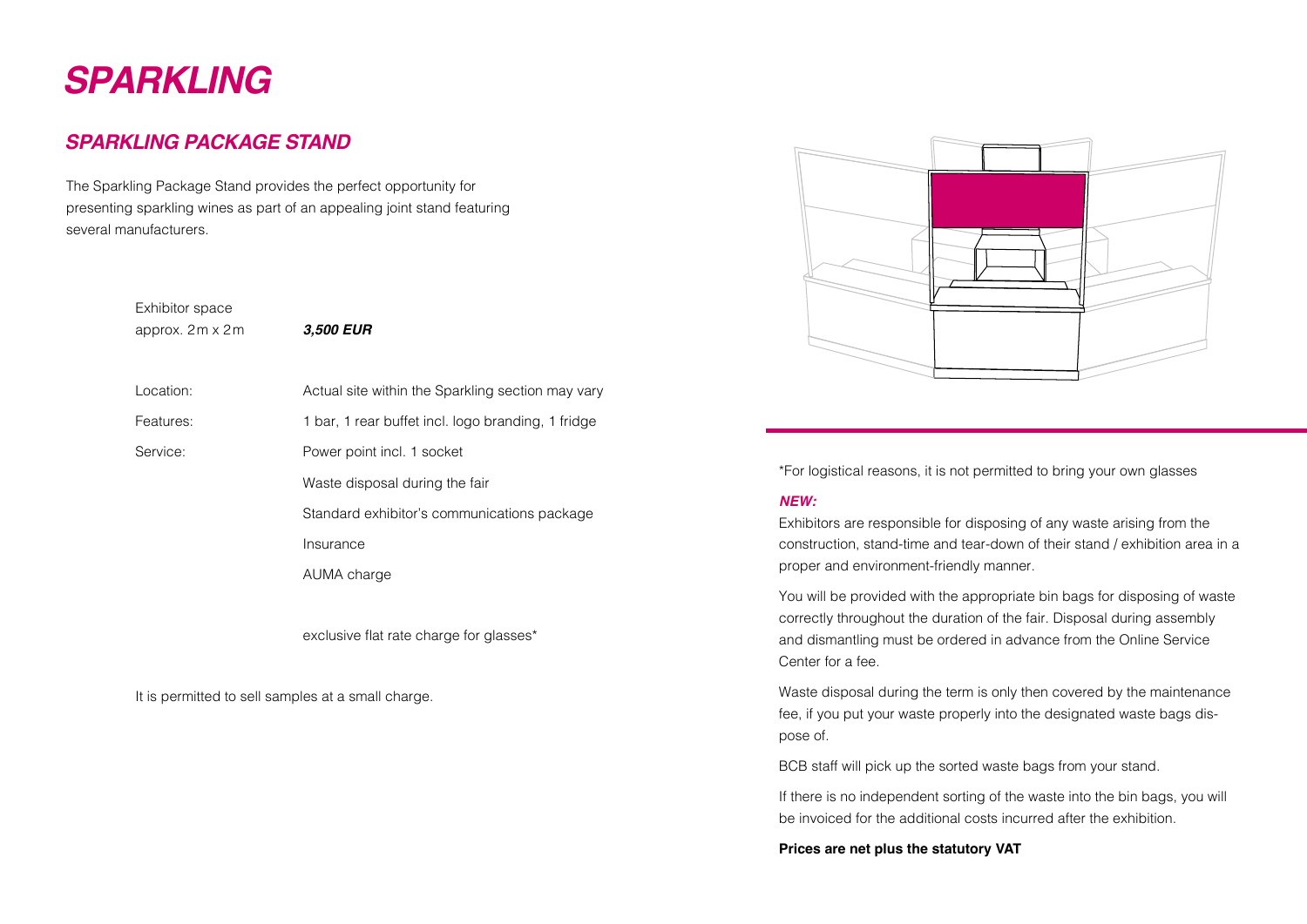# *SPARKLING*

## *SPARKLING PACKAGE STAND*

The Sparkling Package Stand provides the perfect opportunity for presenting sparkling wines as part of an appealing joint stand featuring several manufacturers.

| | |
|---|---|
| Exhibitor space approx. 2m x 2m | ***3,500 EUR*** |
| Location: | Actual site within the Sparkling section may vary |
| Features: | 1 bar, 1 rear buffet incl. logo branding, 1 fridge |
| Service: | Power point incl. 1 socket |
| | Waste disposal during the fair |
| | Standard exhibitor's communications package |
| | Insurance |
| | AUMA charge |
| | exclusive flat rate charge for glasses* |

It is permitted to sell samples at a small charge.

*For logistical reasons, it is not permitted to bring your own glasses

***NEW:***

Exhibitors are responsible for disposing of any waste arising from the construction, stand-time and tear-down of their stand / exhibition area in a proper and environment-friendly manner.

You will be provided with the appropriate bin bags for disposing of waste correctly throughout the duration of the fair. Disposal during assembly and dismantling must be ordered in advance from the Online Service Center for a fee.

Waste disposal during the term is only then covered by the maintenance fee, if you put your waste properly into the designated waste bags dispose of.

BCB staff will pick up the sorted waste bags from your stand.

If there is no independent sorting of the waste into the bin bags, you will be invoiced for the additional costs incurred after the exhibition.

**Prices are net plus the statutory VAT**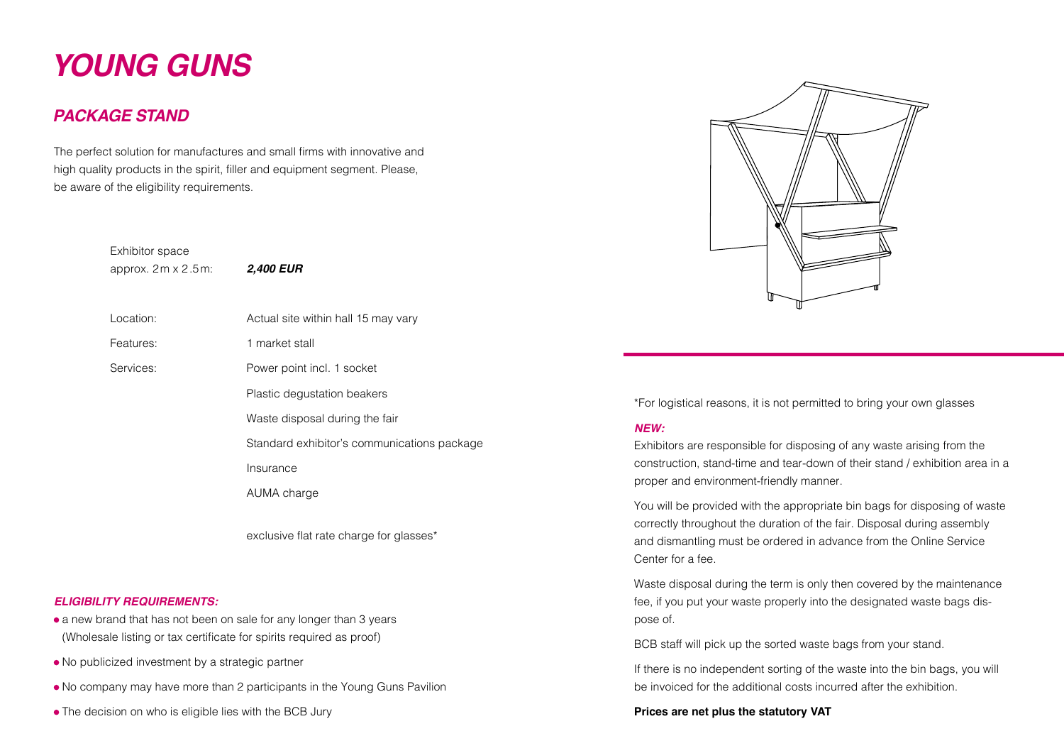# *YOUNG GUNS*

## *PACKAGE STAND*

The perfect solution for manufactures and small firms with innovative and high quality products in the spirit, filler and equipment segment. Please, be aware of the eligibility requirements.

| | |
|---|---|
| Exhibitor space approx. 2 m x 2.5 m: | ***2,400 EUR*** |
| Location: | Actual site within hall 15 may vary |
| Features: | 1 market stall |
| Services: | Power point incl. 1 socket |
| | Plastic degustation beakers |
| | Waste disposal during the fair |
| | Standard exhibitor's communications package |
| | Insurance |
| | AUMA charge |
| | exclusive flat rate charge for glasses* |

***ELIGIBILITY REQUIREMENTS:***

- a new brand that has not been on sale for any longer than 3 years (Wholesale listing or tax certificate for spirits required as proof)
- No publicized investment by a strategic partner
- No company may have more than 2 participants in the Young Guns Pavilion
- The decision on who is eligible lies with the BCB Jury

*For logistical reasons, it is not permitted to bring your own glasses

***NEW:***

Exhibitors are responsible for disposing of any waste arising from the construction, stand-time and tear-down of their stand / exhibition area in a proper and environment-friendly manner.

You will be provided with the appropriate bin bags for disposing of waste correctly throughout the duration of the fair. Disposal during assembly and dismantling must be ordered in advance from the Online Service Center for a fee.

Waste disposal during the term is only then covered by the maintenance fee, if you put your waste properly into the designated waste bags dispose of.

BCB staff will pick up the sorted waste bags from your stand.

If there is no independent sorting of the waste into the bin bags, you will be invoiced for the additional costs incurred after the exhibition.

**Prices are net plus the statutory VAT**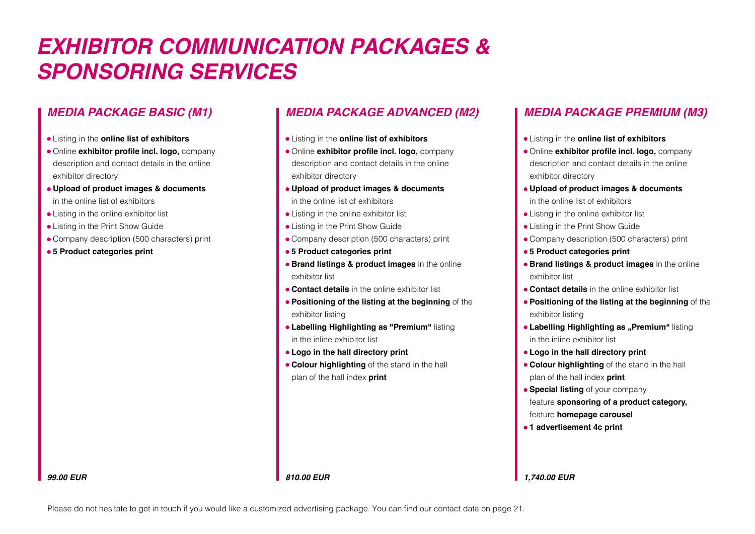# *EXHIBITOR COMMUNICATION PACKAGES & SPONSORING SERVICES*

## *MEDIA PACKAGE BASIC (M1)*

- Listing in the **online list of exhibitors**
- Online **exhibitor profile incl. logo,** company description and contact details in the online exhibitor directory
- **Upload of product images & documents** in the online list of exhibitors
- Listing in the online exhibitor list
- Listing in the Print Show Guide
- Company description (500 characters) print
- **5 Product categories print**

***99.00 EUR***

## *MEDIA PACKAGE ADVANCED (M2)*

- Listing in the **online list of exhibitors**
- Online **exhibitor profile incl. logo,** company description and contact details in the online exhibitor directory
- **Upload of product images & documents** in the online list of exhibitors
- Listing in the online exhibitor list
- Listing in the Print Show Guide
- Company description (500 characters) print
- **5 Product categories print**
- **Brand listings & product images** in the online exhibitor list
- **Contact details** in the online exhibitor list
- **Positioning of the listing at the beginning** of the exhibitor listing
- **Labelling Highlighting as "Premium"** listing in the inline exhibitor list
- **Logo in the hall directory print**
- **Colour highlighting** of the stand in the hall plan of the hall index **print**

***810.00 EUR***

## *MEDIA PACKAGE PREMIUM (M3)*

- Listing in the **online list of exhibitors**
- Online **exhibitor profile incl. logo,** company description and contact details in the online exhibitor directory
- **Upload of product images & documents** in the online list of exhibitors
- Listing in the online exhibitor list
- Listing in the Print Show Guide
- Company description (500 characters) print
- **5 Product categories print**
- **Brand listings & product images** in the online exhibitor list
- **Contact details** in the online exhibitor list
- **Positioning of the listing at the beginning** of the exhibitor listing
- **Labelling Highlighting as „Premium"** listing in the inline exhibitor list
- **Logo in the hall directory print**
- **Colour highlighting** of the stand in the hall plan of the hall index **print**
- **Special listing** of your company feature **sponsoring of a product category,** feature **homepage carousel**
- **1 advertisement 4c print**

***1,740.00 EUR***

Please do not hesitate to get in touch if you would like a customized advertising package. You can find our contact data on page 21.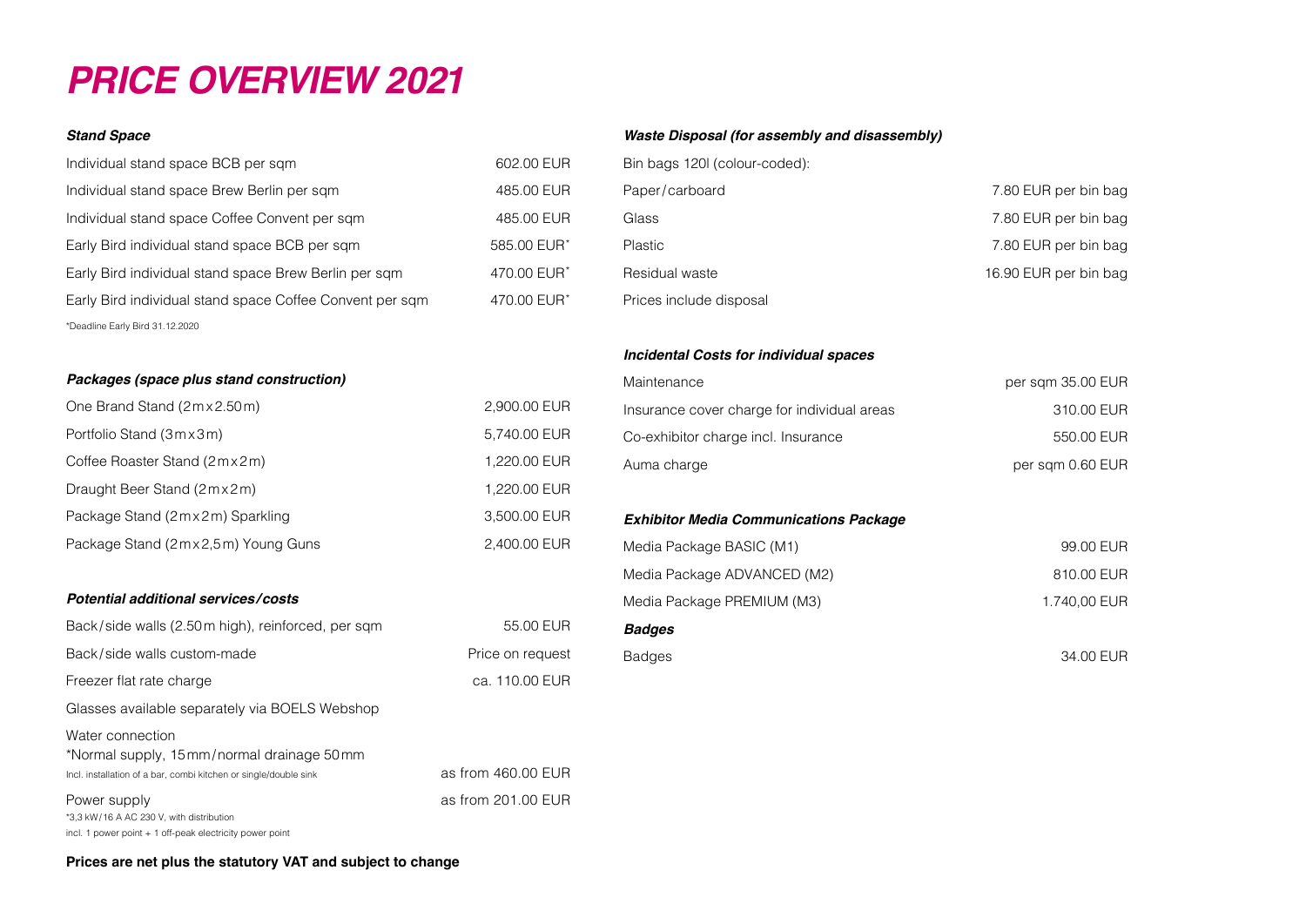# PRICE OVERVIEW 2021

### *Stand Space*

| | |
|---|---|
| Individual stand space BCB per sqm | 602.00 EUR |
| Individual stand space Brew Berlin per sqm | 485.00 EUR |
| Individual stand space Coffee Convent per sqm | 485.00 EUR |
| Early Bird individual stand space BCB per sqm | 585.00 EUR* |
| Early Bird individual stand space Brew Berlin per sqm | 470.00 EUR* |
| Early Bird individual stand space Coffee Convent per sqm | 470.00 EUR* |

*Deadline Early Bird 31.12.2020

### *Packages (space plus stand construction)*

| | |
|---|---|
| One Brand Stand (2 m x 2.50 m) | 2,900.00 EUR |
| Portfolio Stand (3 m x 3 m) | 5,740.00 EUR |
| Coffee Roaster Stand (2 m x 2 m) | 1,220.00 EUR |
| Draught Beer Stand (2 m x 2 m) | 1,220.00 EUR |
| Package Stand (2 m x 2 m) Sparkling | 3,500.00 EUR |
| Package Stand (2 m x 2,5 m) Young Guns | 2,400.00 EUR |

### *Potential additional services/costs*

| | |
|---|---|
| Back/side walls (2.50 m high), reinforced, per sqm | 55.00 EUR |
| Back/side walls custom-made | Price on request |
| Freezer flat rate charge | ca. 110.00 EUR |
| Glasses available separately via BOELS Webshop | |
| Water connection<br>*Normal supply, 15 mm/normal drainage 50 mm<br>Incl. installation of a bar, combi kitchen or single/double sink | as from 460.00 EUR |
| Power supply<br>*3,3 kW/16 A AC 230 V, with distribution<br>incl. 1 power point + 1 off-peak electricity power point | as from 201.00 EUR |

**Prices are net plus the statutory VAT and subject to change**

### *Waste Disposal (for assembly and disassembly)*

Bin bags 120l (colour-coded):

| | |
|---|---|
| Paper/carboard | 7.80 EUR per bin bag |
| Glass | 7.80 EUR per bin bag |
| Plastic | 7.80 EUR per bin bag |
| Residual waste | 16.90 EUR per bin bag |

Prices include disposal

### *Incidental Costs for individual spaces*

| | |
|---|---|
| Maintenance | per sqm 35.00 EUR |
| Insurance cover charge for individual areas | 310.00 EUR |
| Co-exhibitor charge incl. Insurance | 550.00 EUR |
| Auma charge | per sqm 0.60 EUR |

### *Exhibitor Media Communications Package*

| | |
|---|---|
| Media Package BASIC (M1) | 99.00 EUR |
| Media Package ADVANCED (M2) | 810.00 EUR |
| Media Package PREMIUM (M3) | 1.740,00 EUR |

### *Badges*

| | |
|---|---|
| Badges | 34.00 EUR |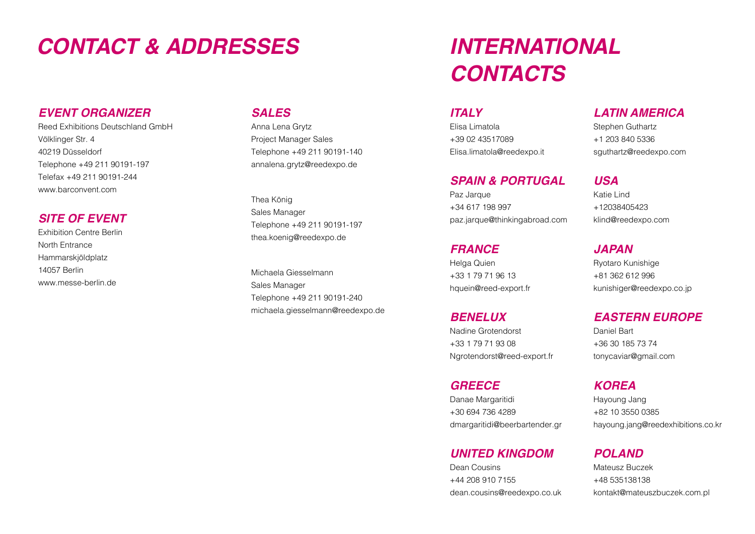# CONTACT & ADDRESSES

## EVENT ORGANIZER

Reed Exhibitions Deutschland GmbH
Völklinger Str. 4
40219 Düsseldorf
Telephone +49 211 90191-197
Telefax +49 211 90191-244
www.barconvent.com

## SITE OF EVENT

Exhibition Centre Berlin
North Entrance
Hammarskjöldplatz
14057 Berlin
www.messe-berlin.de

## SALES

Anna Lena Grytz
Project Manager Sales
Telephone +49 211 90191-140
annalena.grytz@reedexpo.de

Thea König
Sales Manager
Telephone +49 211 90191-197
thea.koenig@reedexpo.de

Michaela Giesselmann
Sales Manager
Telephone +49 211 90191-240
michaela.giesselmann@reedexpo.de

# INTERNATIONAL CONTACTS

## ITALY

Elisa Limatola
+39 02 43517089
Elisa.limatola@reedexpo.it

## SPAIN & PORTUGAL

Paz Jarque
+34 617 198 997
paz.jarque@thinkingabroad.com

## FRANCE

Helga Quien
+33 1 79 71 96 13
hquein@reed-export.fr

## BENELUX

Nadine Grotendorst
+33 1 79 71 93 08
Ngrotendorst@reed-export.fr

## GREECE

Danae Margaritidi
+30 694 736 4289
dmargaritidi@beerbartender.gr

## UNITED KINGDOM

Dean Cousins
+44 208 910 7155
dean.cousins@reedexpo.co.uk

## LATIN AMERICA

Stephen Guthartz
+1 203 840 5336
sguthartz@reedexpo.com

## USA

Katie Lind
+12038405423
klind@reedexpo.com

## JAPAN

Ryotaro Kunishige
+81 362 612 996
kunishiger@reedexpo.co.jp

## EASTERN EUROPE

Daniel Bart
+36 30 185 73 74
tonycaviar@gmail.com

## KOREA

Hayoung Jang
+82 10 3550 0385
hayoung.jang@reedexhibitions.co.kr

## POLAND

Mateusz Buczek
+48 535138138
kontakt@mateuszbuczek.com.pl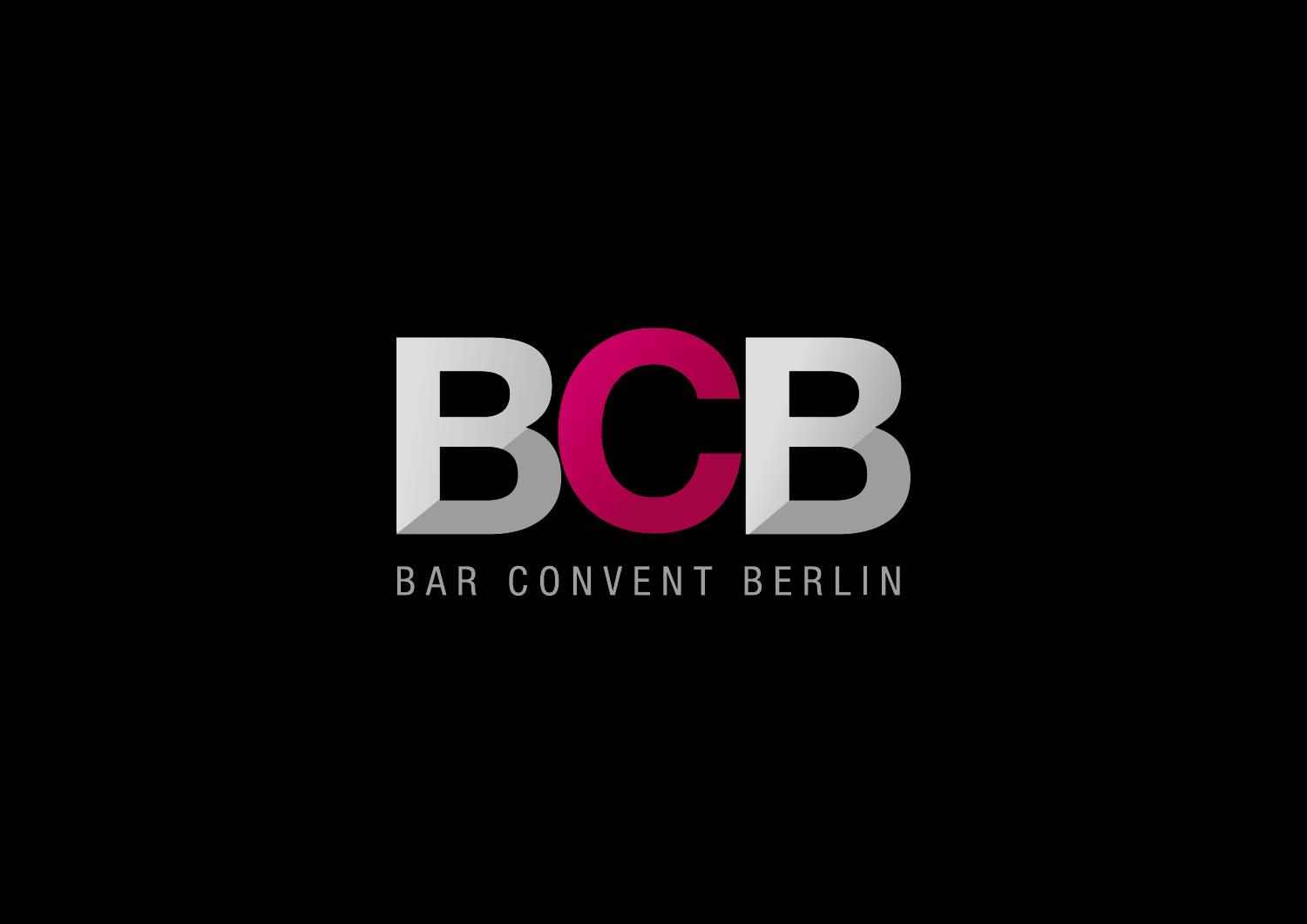BCB

BAR CONVENT BERLIN